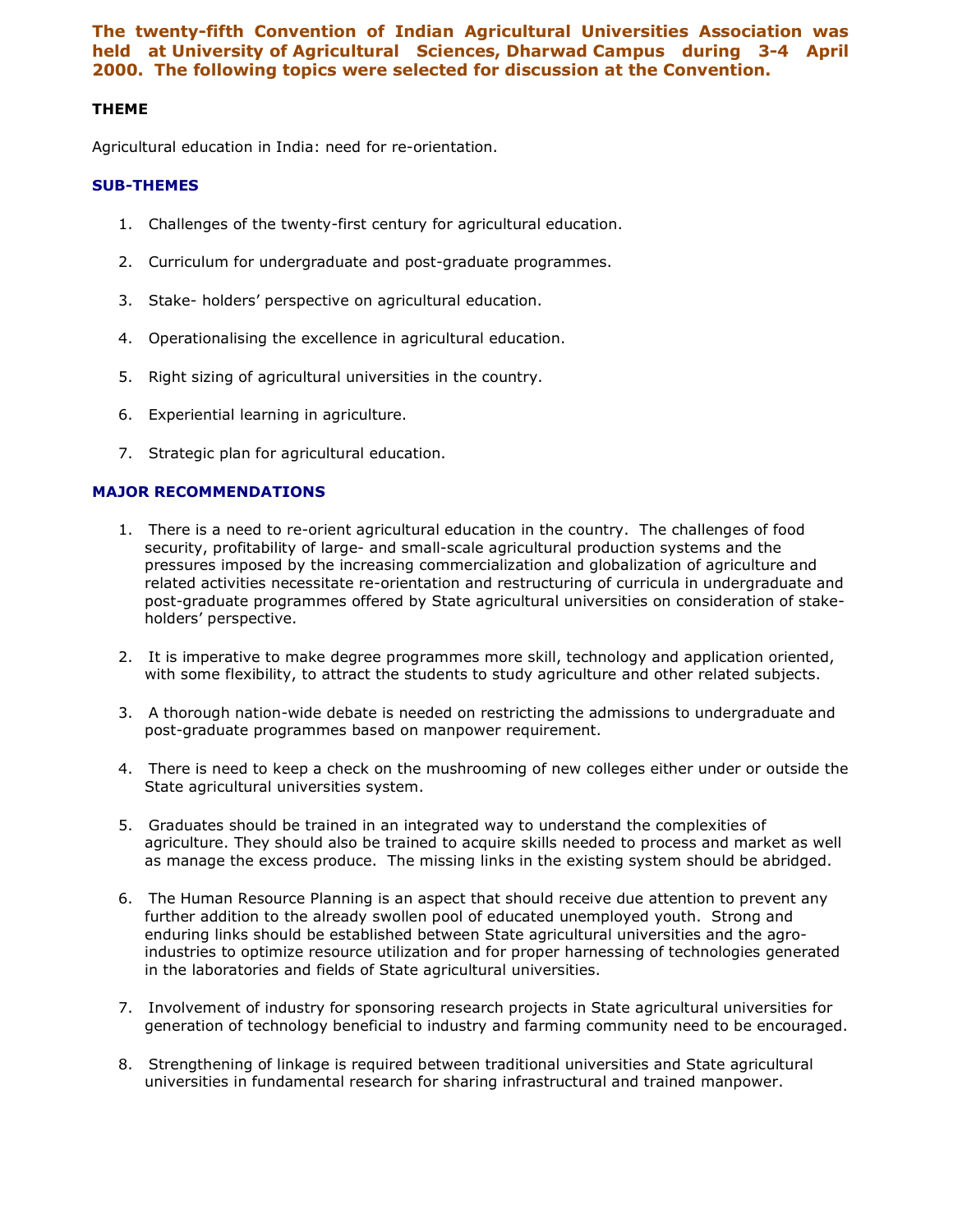**The twenty-fifth Convention of Indian Agricultural Universities Association was held at University of Agricultural Sciences, Dharwad Campus during 3-4 April 2000. The following topics were selected for discussion at the Convention.**

### THEME

Agricultural education in India: need for re-orientation.

### SUB-THEMES

1. Challenges of the twenty-first century for agricultural education.
2. Curriculum for undergraduate and post-graduate programmes.
3. Stake- holders' perspective on agricultural education.
4. Operationalising the excellence in agricultural education.
5. Right sizing of agricultural universities in the country.
6. Experiential learning in agriculture.
7. Strategic plan for agricultural education.

### MAJOR RECOMMENDATIONS

1. There is a need to re-orient agricultural education in the country. The challenges of food security, profitability of large- and small-scale agricultural production systems and the pressures imposed by the increasing commercialization and globalization of agriculture and related activities necessitate re-orientation and restructuring of curricula in undergraduate and post-graduate programmes offered by State agricultural universities on consideration of stake-holders' perspective.
2. It is imperative to make degree programmes more skill, technology and application oriented, with some flexibility, to attract the students to study agriculture and other related subjects.
3. A thorough nation-wide debate is needed on restricting the admissions to undergraduate and post-graduate programmes based on manpower requirement.
4. There is need to keep a check on the mushrooming of new colleges either under or outside the State agricultural universities system.
5. Graduates should be trained in an integrated way to understand the complexities of agriculture. They should also be trained to acquire skills needed to process and market as well as manage the excess produce. The missing links in the existing system should be abridged.
6. The Human Resource Planning is an aspect that should receive due attention to prevent any further addition to the already swollen pool of educated unemployed youth. Strong and enduring links should be established between State agricultural universities and the agro-industries to optimize resource utilization and for proper harnessing of technologies generated in the laboratories and fields of State agricultural universities.
7. Involvement of industry for sponsoring research projects in State agricultural universities for generation of technology beneficial to industry and farming community need to be encouraged.
8. Strengthening of linkage is required between traditional universities and State agricultural universities in fundamental research for sharing infrastructural and trained manpower.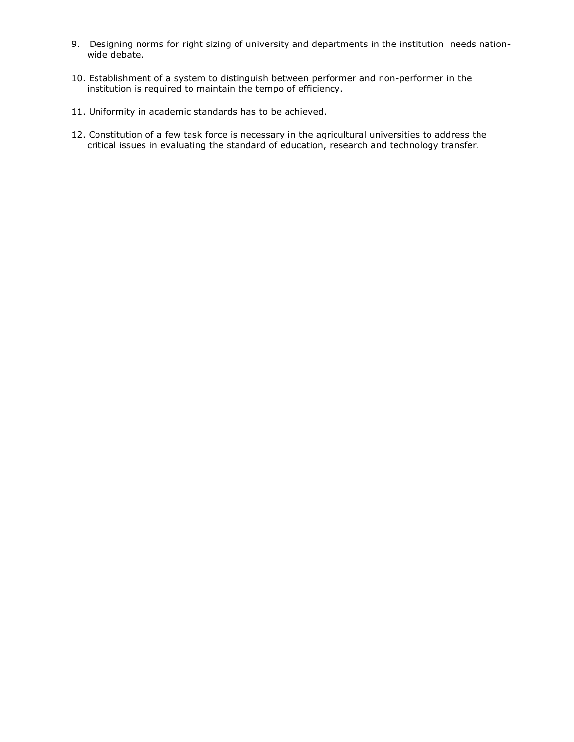9. Designing norms for right sizing of university and departments in the institution needs nation-wide debate.

10. Establishment of a system to distinguish between performer and non-performer in the institution is required to maintain the tempo of efficiency.

11. Uniformity in academic standards has to be achieved.

12. Constitution of a few task force is necessary in the agricultural universities to address the critical issues in evaluating the standard of education, research and technology transfer.